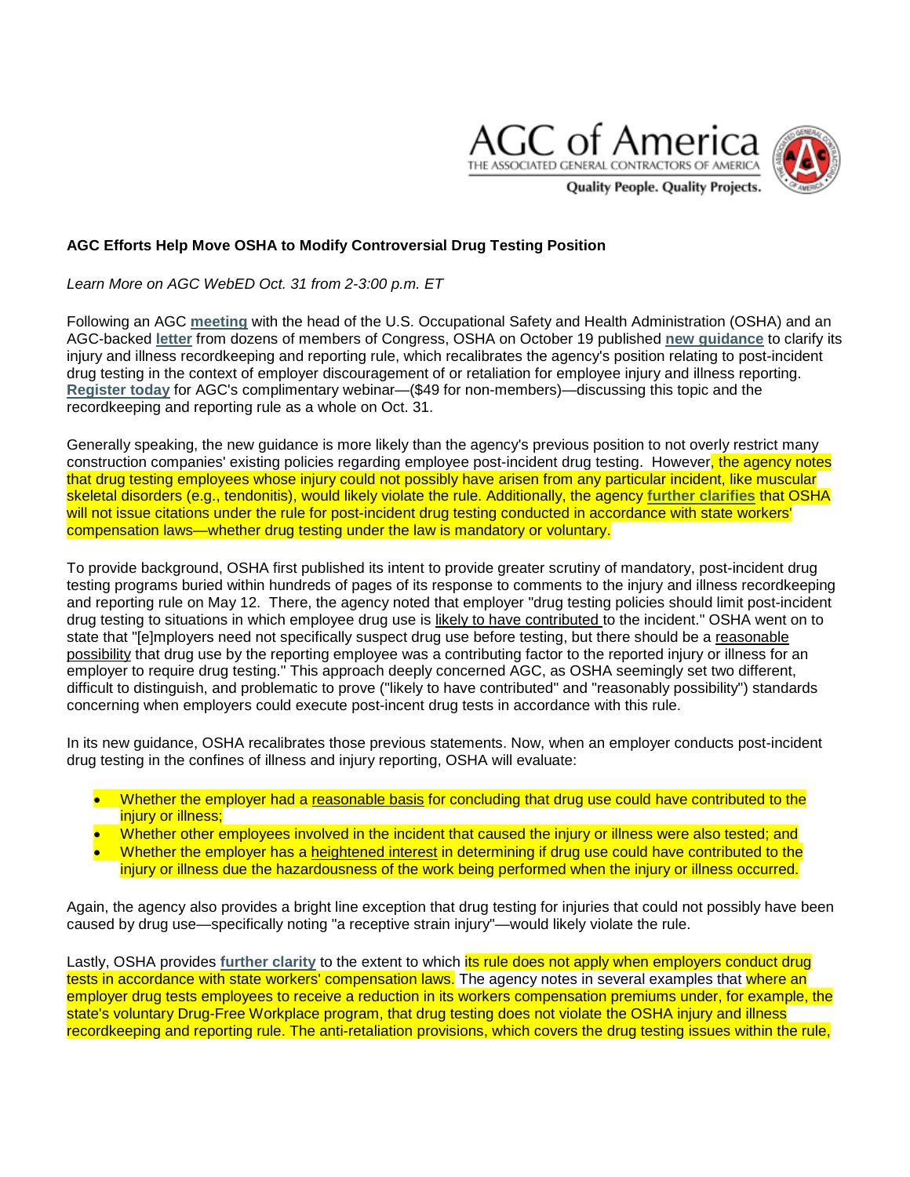**AGC Efforts Help Move OSHA to Modify Controversial Drug Testing Position**

*Learn More on AGC WebED Oct. 31 from 2-3:00 p.m. ET*

Following an AGC **meeting** with the head of the U.S. Occupational Safety and Health Administration (OSHA) and an AGC-backed **letter** from dozens of members of Congress, OSHA on October 19 published **new guidance** to clarify its injury and illness recordkeeping and reporting rule, which recalibrates the agency's position relating to post-incident drug testing in the context of employer discouragement of or retaliation for employee injury and illness reporting. **Register today** for AGC's complimentary webinar—($49 for non-members)—discussing this topic and the recordkeeping and reporting rule as a whole on Oct. 31.

Generally speaking, the new guidance is more likely than the agency's previous position to not overly restrict many construction companies' existing policies regarding employee post-incident drug testing. However, the agency notes that drug testing employees whose injury could not possibly have arisen from any particular incident, like muscular skeletal disorders (e.g., tendonitis), would likely violate the rule. Additionally, the agency **further clarifies** that OSHA will not issue citations under the rule for post-incident drug testing conducted in accordance with state workers' compensation laws—whether drug testing under the law is mandatory or voluntary.

To provide background, OSHA first published its intent to provide greater scrutiny of mandatory, post-incident drug testing programs buried within hundreds of pages of its response to comments to the injury and illness recordkeeping and reporting rule on May 12. There, the agency noted that employer "drug testing policies should limit post-incident drug testing to situations in which employee drug use is likely to have contributed to the incident." OSHA went on to state that "[e]mployers need not specifically suspect drug use before testing, but there should be a reasonable possibility that drug use by the reporting employee was a contributing factor to the reported injury or illness for an employer to require drug testing." This approach deeply concerned AGC, as OSHA seemingly set two different, difficult to distinguish, and problematic to prove ("likely to have contributed" and "reasonably possibility") standards concerning when employers could execute post-incent drug tests in accordance with this rule.

In its new guidance, OSHA recalibrates those previous statements. Now, when an employer conducts post-incident drug testing in the confines of illness and injury reporting, OSHA will evaluate:

- Whether the employer had a reasonable basis for concluding that drug use could have contributed to the injury or illness;
- Whether other employees involved in the incident that caused the injury or illness were also tested; and
- Whether the employer has a heightened interest in determining if drug use could have contributed to the injury or illness due the hazardousness of the work being performed when the injury or illness occurred.

Again, the agency also provides a bright line exception that drug testing for injuries that could not possibly have been caused by drug use—specifically noting "a receptive strain injury"—would likely violate the rule.

Lastly, OSHA provides **further clarity** to the extent to which its rule does not apply when employers conduct drug tests in accordance with state workers' compensation laws. The agency notes in several examples that where an employer drug tests employees to receive a reduction in its workers compensation premiums under, for example, the state's voluntary Drug-Free Workplace program, that drug testing does not violate the OSHA injury and illness recordkeeping and reporting rule. The anti-retaliation provisions, which covers the drug testing issues within the rule,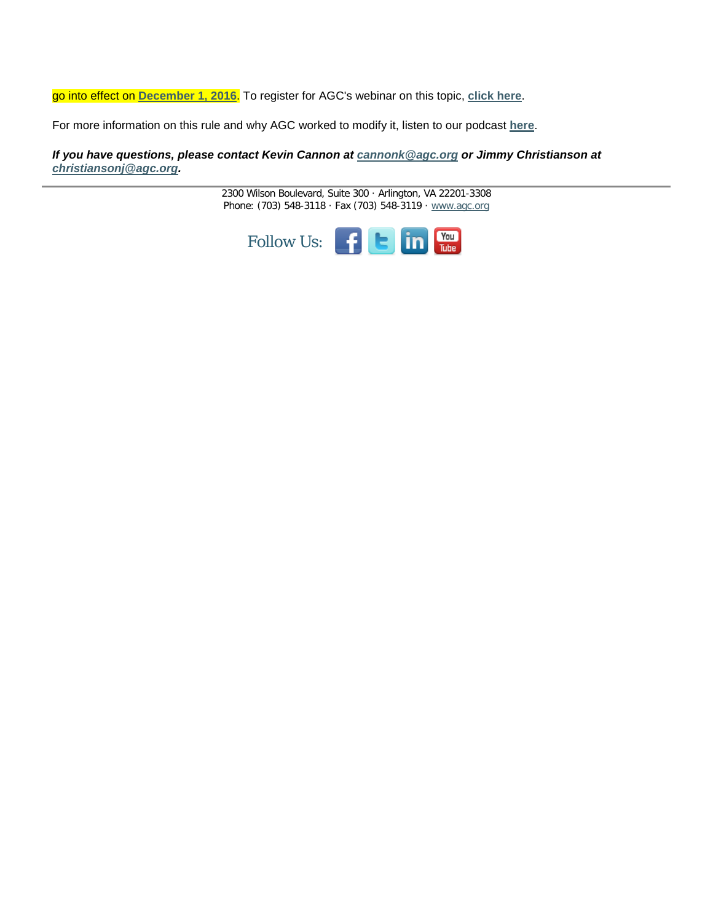go into effect on **December 1, 2016**. To register for AGC's webinar on this topic, **click here**.

For more information on this rule and why AGC worked to modify it, listen to our podcast **here**.

***If you have questions, please contact Kevin Cannon at cannonk@agc.org or Jimmy Christianson at christiansonj@agc.org.***

---

2300 Wilson Boulevard, Suite 300 · Arlington, VA 22201-3308
Phone: (703) 548-3118 · Fax (703) 548-3119 · www.agc.org

Follow Us: